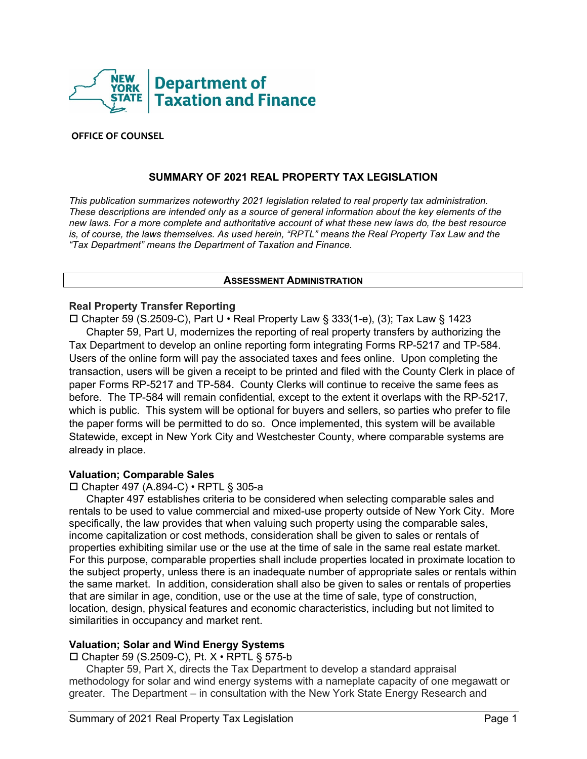New York State Department of Taxation and Finance

**OFFICE OF COUNSEL**

## SUMMARY OF 2021 REAL PROPERTY TAX LEGISLATION

*This publication summarizes noteworthy 2021 legislation related to real property tax administration. These descriptions are intended only as a source of general information about the key elements of the new laws. For a more complete and authoritative account of what these new laws do, the best resource is, of course, the laws themselves. As used herein, "RPTL" means the Real Property Tax Law and the "Tax Department" means the Department of Taxation and Finance.*

## ASSESSMENT ADMINISTRATION

### Real Property Transfer Reporting

☐ Chapter 59 (S.2509-C), Part U • Real Property Law § 333(1-e), (3); Tax Law § 1423

Chapter 59, Part U, modernizes the reporting of real property transfers by authorizing the Tax Department to develop an online reporting form integrating Forms RP-5217 and TP-584. Users of the online form will pay the associated taxes and fees online. Upon completing the transaction, users will be given a receipt to be printed and filed with the County Clerk in place of paper Forms RP-5217 and TP-584. County Clerks will continue to receive the same fees as before. The TP-584 will remain confidential, except to the extent it overlaps with the RP-5217, which is public. This system will be optional for buyers and sellers, so parties who prefer to file the paper forms will be permitted to do so. Once implemented, this system will be available Statewide, except in New York City and Westchester County, where comparable systems are already in place.

### Valuation; Comparable Sales

☐ Chapter 497 (A.894-C) • RPTL § 305-a

Chapter 497 establishes criteria to be considered when selecting comparable sales and rentals to be used to value commercial and mixed-use property outside of New York City. More specifically, the law provides that when valuing such property using the comparable sales, income capitalization or cost methods, consideration shall be given to sales or rentals of properties exhibiting similar use or the use at the time of sale in the same real estate market. For this purpose, comparable properties shall include properties located in proximate location to the subject property, unless there is an inadequate number of appropriate sales or rentals within the same market. In addition, consideration shall also be given to sales or rentals of properties that are similar in age, condition, use or the use at the time of sale, type of construction, location, design, physical features and economic characteristics, including but not limited to similarities in occupancy and market rent.

### Valuation; Solar and Wind Energy Systems

☐ Chapter 59 (S.2509-C), Pt. X • RPTL § 575-b

Chapter 59, Part X, directs the Tax Department to develop a standard appraisal methodology for solar and wind energy systems with a nameplate capacity of one megawatt or greater. The Department – in consultation with the New York State Energy Research and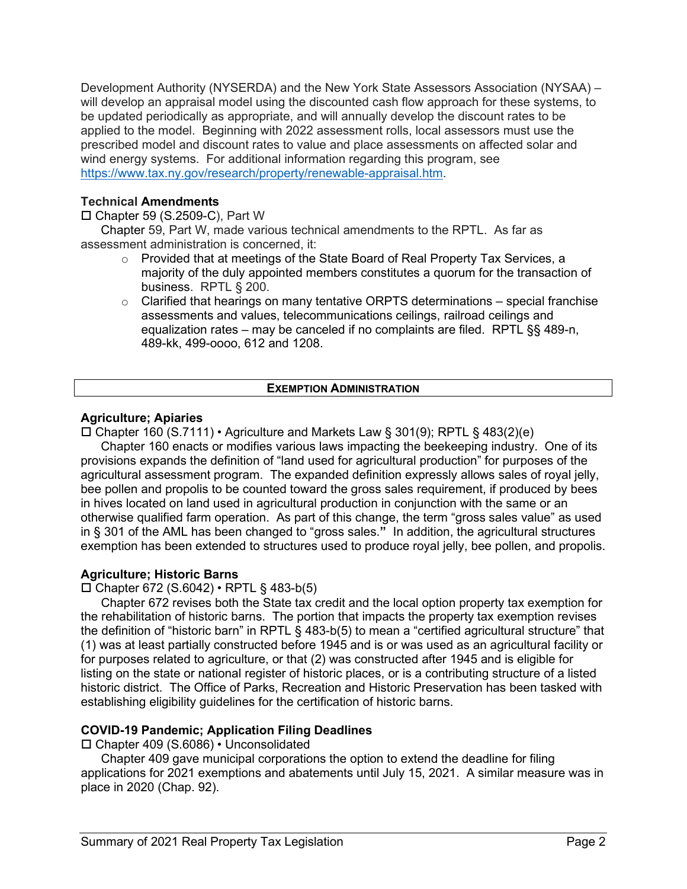Development Authority (NYSERDA) and the New York State Assessors Association (NYSAA) – will develop an appraisal model using the discounted cash flow approach for these systems, to be updated periodically as appropriate, and will annually develop the discount rates to be applied to the model. Beginning with 2022 assessment rolls, local assessors must use the prescribed model and discount rates to value and place assessments on affected solar and wind energy systems. For additional information regarding this program, see https://www.tax.ny.gov/research/property/renewable-appraisal.htm.

**Technical Amendments**

☐ Chapter 59 (S.2509-C), Part W

Chapter 59, Part W, made various technical amendments to the RPTL. As far as assessment administration is concerned, it:

- Provided that at meetings of the State Board of Real Property Tax Services, a majority of the duly appointed members constitutes a quorum for the transaction of business. RPTL § 200.
- Clarified that hearings on many tentative ORPTS determinations – special franchise assessments and values, telecommunications ceilings, railroad ceilings and equalization rates – may be canceled if no complaints are filed. RPTL §§ 489-n, 489-kk, 499-oooo, 612 and 1208.

## EXEMPTION ADMINISTRATION

**Agriculture; Apiaries**

☐ Chapter 160 (S.7111) • Agriculture and Markets Law § 301(9); RPTL § 483(2)(e)

Chapter 160 enacts or modifies various laws impacting the beekeeping industry. One of its provisions expands the definition of "land used for agricultural production" for purposes of the agricultural assessment program. The expanded definition expressly allows sales of royal jelly, bee pollen and propolis to be counted toward the gross sales requirement, if produced by bees in hives located on land used in agricultural production in conjunction with the same or an otherwise qualified farm operation. As part of this change, the term "gross sales value" as used in § 301 of the AML has been changed to "gross sales." In addition, the agricultural structures exemption has been extended to structures used to produce royal jelly, bee pollen, and propolis.

**Agriculture; Historic Barns**

☐ Chapter 672 (S.6042) • RPTL § 483-b(5)

Chapter 672 revises both the State tax credit and the local option property tax exemption for the rehabilitation of historic barns. The portion that impacts the property tax exemption revises the definition of "historic barn" in RPTL § 483-b(5) to mean a "certified agricultural structure" that (1) was at least partially constructed before 1945 and is or was used as an agricultural facility or for purposes related to agriculture, or that (2) was constructed after 1945 and is eligible for listing on the state or national register of historic places, or is a contributing structure of a listed historic district. The Office of Parks, Recreation and Historic Preservation has been tasked with establishing eligibility guidelines for the certification of historic barns.

**COVID-19 Pandemic; Application Filing Deadlines**

☐ Chapter 409 (S.6086) • Unconsolidated

Chapter 409 gave municipal corporations the option to extend the deadline for filing applications for 2021 exemptions and abatements until July 15, 2021. A similar measure was in place in 2020 (Chap. 92).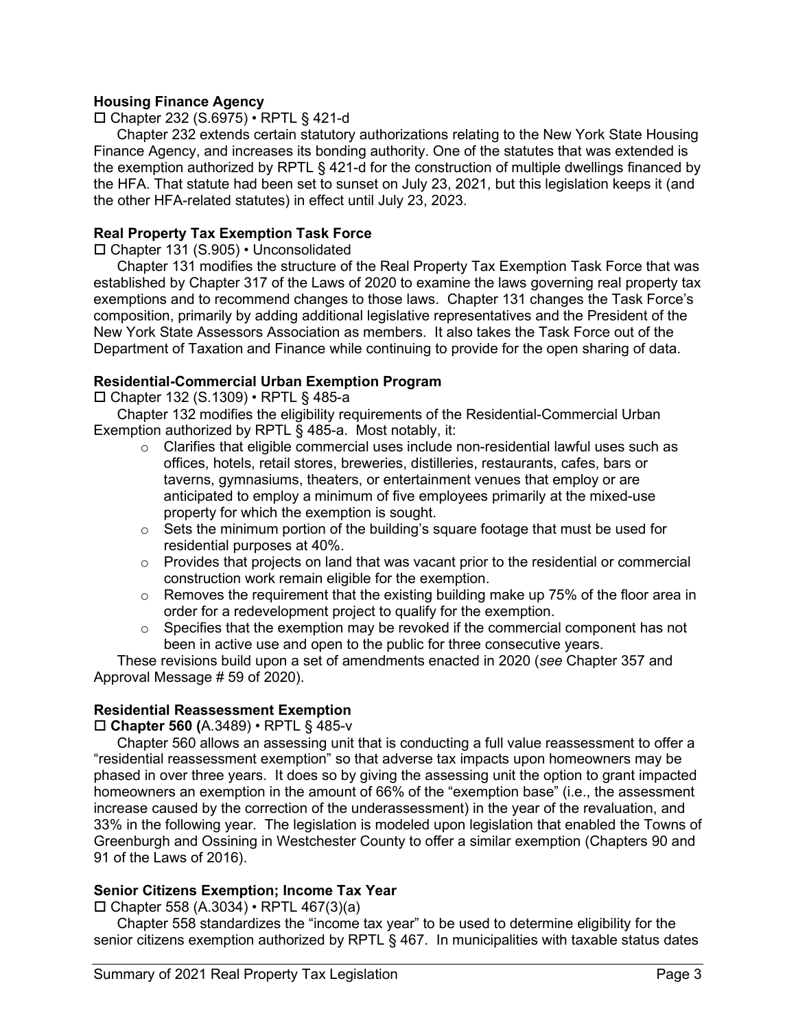**Housing Finance Agency**

☐ Chapter 232 (S.6975) • RPTL § 421-d

Chapter 232 extends certain statutory authorizations relating to the New York State Housing Finance Agency, and increases its bonding authority. One of the statutes that was extended is the exemption authorized by RPTL § 421-d for the construction of multiple dwellings financed by the HFA. That statute had been set to sunset on July 23, 2021, but this legislation keeps it (and the other HFA-related statutes) in effect until July 23, 2023.

**Real Property Tax Exemption Task Force**

☐ Chapter 131 (S.905) • Unconsolidated

Chapter 131 modifies the structure of the Real Property Tax Exemption Task Force that was established by Chapter 317 of the Laws of 2020 to examine the laws governing real property tax exemptions and to recommend changes to those laws. Chapter 131 changes the Task Force's composition, primarily by adding additional legislative representatives and the President of the New York State Assessors Association as members. It also takes the Task Force out of the Department of Taxation and Finance while continuing to provide for the open sharing of data.

**Residential-Commercial Urban Exemption Program**

☐ Chapter 132 (S.1309) • RPTL § 485-a

Chapter 132 modifies the eligibility requirements of the Residential-Commercial Urban Exemption authorized by RPTL § 485-a. Most notably, it:

- Clarifies that eligible commercial uses include non-residential lawful uses such as offices, hotels, retail stores, breweries, distilleries, restaurants, cafes, bars or taverns, gymnasiums, theaters, or entertainment venues that employ or are anticipated to employ a minimum of five employees primarily at the mixed-use property for which the exemption is sought.
- Sets the minimum portion of the building's square footage that must be used for residential purposes at 40%.
- Provides that projects on land that was vacant prior to the residential or commercial construction work remain eligible for the exemption.
- Removes the requirement that the existing building make up 75% of the floor area in order for a redevelopment project to qualify for the exemption.
- Specifies that the exemption may be revoked if the commercial component has not been in active use and open to the public for three consecutive years.

These revisions build upon a set of amendments enacted in 2020 (*see* Chapter 357 and Approval Message # 59 of 2020).

**Residential Reassessment Exemption**

☐ **Chapter 560 (**A.3489) • RPTL § 485-v

Chapter 560 allows an assessing unit that is conducting a full value reassessment to offer a "residential reassessment exemption" so that adverse tax impacts upon homeowners may be phased in over three years. It does so by giving the assessing unit the option to grant impacted homeowners an exemption in the amount of 66% of the "exemption base" (i.e., the assessment increase caused by the correction of the underassessment) in the year of the revaluation, and 33% in the following year. The legislation is modeled upon legislation that enabled the Towns of Greenburgh and Ossining in Westchester County to offer a similar exemption (Chapters 90 and 91 of the Laws of 2016).

**Senior Citizens Exemption; Income Tax Year**

☐ Chapter 558 (A.3034) • RPTL 467(3)(a)

Chapter 558 standardizes the "income tax year" to be used to determine eligibility for the senior citizens exemption authorized by RPTL § 467. In municipalities with taxable status dates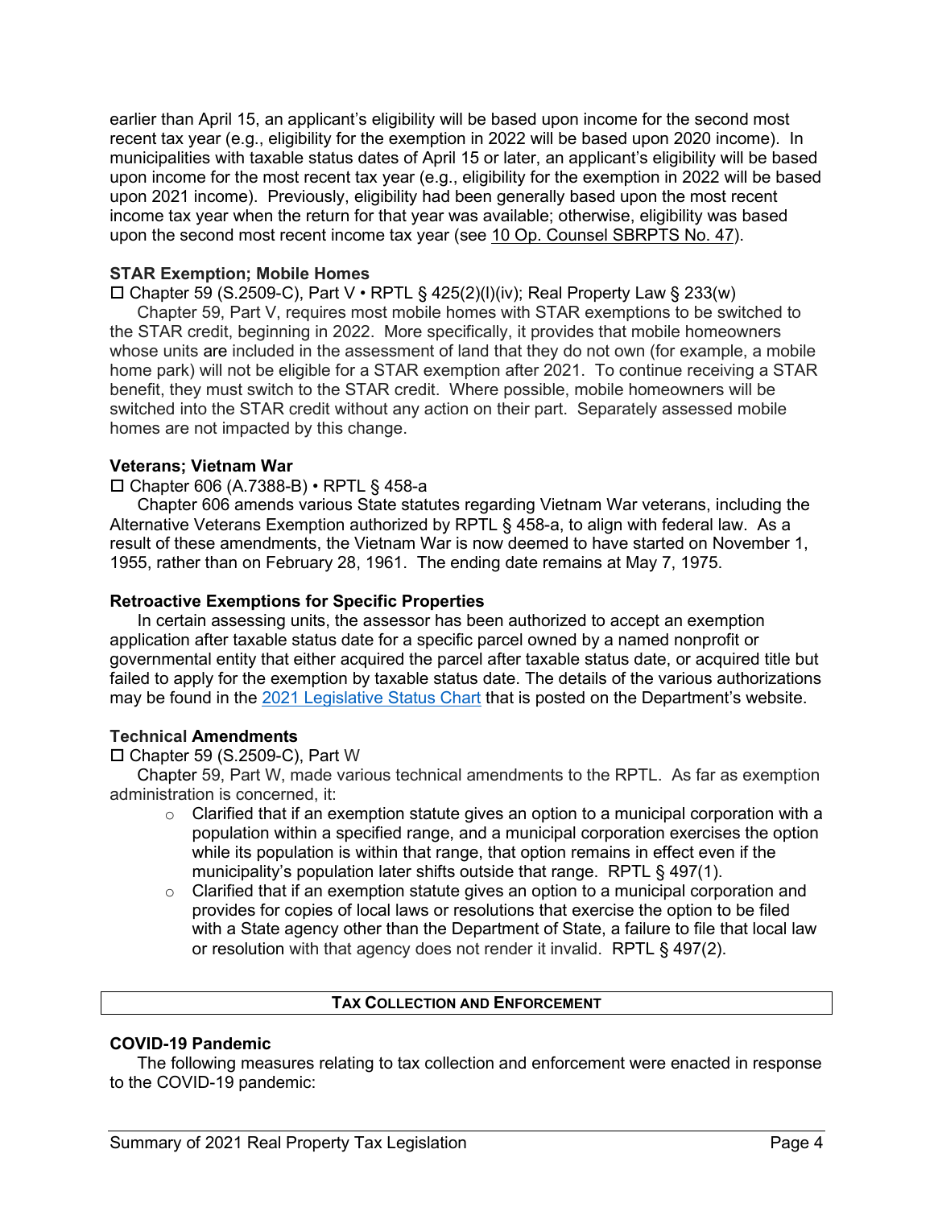earlier than April 15, an applicant's eligibility will be based upon income for the second most recent tax year (e.g., eligibility for the exemption in 2022 will be based upon 2020 income). In municipalities with taxable status dates of April 15 or later, an applicant's eligibility will be based upon income for the most recent tax year (e.g., eligibility for the exemption in 2022 will be based upon 2021 income). Previously, eligibility had been generally based upon the most recent income tax year when the return for that year was available; otherwise, eligibility was based upon the second most recent income tax year (see 10 Op. Counsel SBRPTS No. 47).

**STAR Exemption; Mobile Homes**

☐ Chapter 59 (S.2509-C), Part V • RPTL § 425(2)(l)(iv); Real Property Law § 233(w)

Chapter 59, Part V, requires most mobile homes with STAR exemptions to be switched to the STAR credit, beginning in 2022. More specifically, it provides that mobile homeowners whose units are included in the assessment of land that they do not own (for example, a mobile home park) will not be eligible for a STAR exemption after 2021. To continue receiving a STAR benefit, they must switch to the STAR credit. Where possible, mobile homeowners will be switched into the STAR credit without any action on their part. Separately assessed mobile homes are not impacted by this change.

**Veterans; Vietnam War**

☐ Chapter 606 (A.7388-B) • RPTL § 458-a

Chapter 606 amends various State statutes regarding Vietnam War veterans, including the Alternative Veterans Exemption authorized by RPTL § 458-a, to align with federal law. As a result of these amendments, the Vietnam War is now deemed to have started on November 1, 1955, rather than on February 28, 1961. The ending date remains at May 7, 1975.

**Retroactive Exemptions for Specific Properties**

In certain assessing units, the assessor has been authorized to accept an exemption application after taxable status date for a specific parcel owned by a named nonprofit or governmental entity that either acquired the parcel after taxable status date, or acquired title but failed to apply for the exemption by taxable status date. The details of the various authorizations may be found in the 2021 Legislative Status Chart that is posted on the Department's website.

**Technical Amendments**

☐ Chapter 59 (S.2509-C), Part W

Chapter 59, Part W, made various technical amendments to the RPTL. As far as exemption administration is concerned, it:

- Clarified that if an exemption statute gives an option to a municipal corporation with a population within a specified range, and a municipal corporation exercises the option while its population is within that range, that option remains in effect even if the municipality's population later shifts outside that range. RPTL § 497(1).
- Clarified that if an exemption statute gives an option to a municipal corporation and provides for copies of local laws or resolutions that exercise the option to be filed with a State agency other than the Department of State, a failure to file that local law or resolution with that agency does not render it invalid. RPTL § 497(2).

## TAX COLLECTION AND ENFORCEMENT

**COVID-19 Pandemic**

The following measures relating to tax collection and enforcement were enacted in response to the COVID-19 pandemic: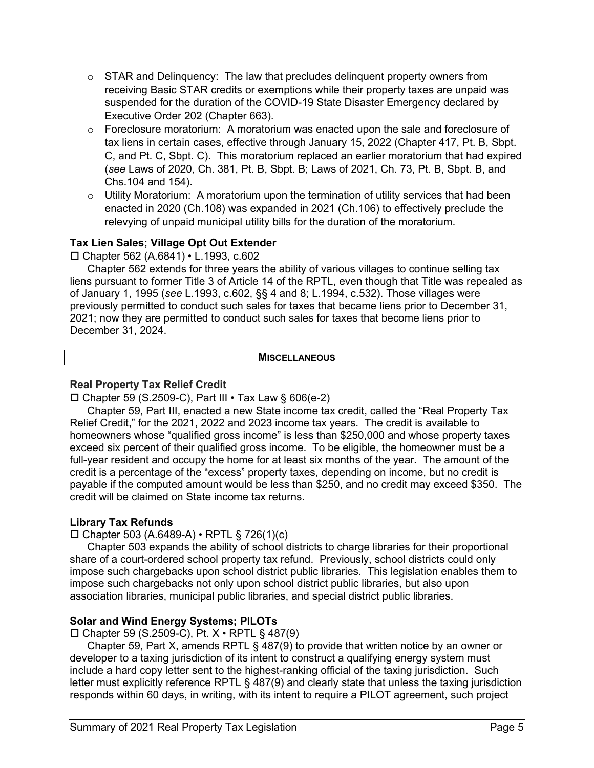- STAR and Delinquency: The law that precludes delinquent property owners from receiving Basic STAR credits or exemptions while their property taxes are unpaid was suspended for the duration of the COVID-19 State Disaster Emergency declared by Executive Order 202 (Chapter 663).
- Foreclosure moratorium: A moratorium was enacted upon the sale and foreclosure of tax liens in certain cases, effective through January 15, 2022 (Chapter 417, Pt. B, Sbpt. C, and Pt. C, Sbpt. C). This moratorium replaced an earlier moratorium that had expired (*see* Laws of 2020, Ch. 381, Pt. B, Sbpt. B; Laws of 2021, Ch. 73, Pt. B, Sbpt. B, and Chs.104 and 154).
- Utility Moratorium: A moratorium upon the termination of utility services that had been enacted in 2020 (Ch.108) was expanded in 2021 (Ch.106) to effectively preclude the relevying of unpaid municipal utility bills for the duration of the moratorium.

### Tax Lien Sales; Village Opt Out Extender

☐ Chapter 562 (A.6841) • L.1993, c.602

Chapter 562 extends for three years the ability of various villages to continue selling tax liens pursuant to former Title 3 of Article 14 of the RPTL, even though that Title was repealed as of January 1, 1995 (*see* L.1993, c.602, §§ 4 and 8; L.1994, c.532). Those villages were previously permitted to conduct such sales for taxes that became liens prior to December 31, 2021; now they are permitted to conduct such sales for taxes that become liens prior to December 31, 2024.

## MISCELLANEOUS

### Real Property Tax Relief Credit

☐ Chapter 59 (S.2509-C), Part III • Tax Law § 606(e-2)

Chapter 59, Part III, enacted a new State income tax credit, called the "Real Property Tax Relief Credit," for the 2021, 2022 and 2023 income tax years. The credit is available to homeowners whose "qualified gross income" is less than $250,000 and whose property taxes exceed six percent of their qualified gross income. To be eligible, the homeowner must be a full-year resident and occupy the home for at least six months of the year. The amount of the credit is a percentage of the "excess" property taxes, depending on income, but no credit is payable if the computed amount would be less than $250, and no credit may exceed $350. The credit will be claimed on State income tax returns.

### Library Tax Refunds

☐ Chapter 503 (A.6489-A) • RPTL § 726(1)(c)

Chapter 503 expands the ability of school districts to charge libraries for their proportional share of a court-ordered school property tax refund. Previously, school districts could only impose such chargebacks upon school district public libraries. This legislation enables them to impose such chargebacks not only upon school district public libraries, but also upon association libraries, municipal public libraries, and special district public libraries.

### Solar and Wind Energy Systems; PILOTs

☐ Chapter 59 (S.2509-C), Pt. X • RPTL § 487(9)

Chapter 59, Part X, amends RPTL § 487(9) to provide that written notice by an owner or developer to a taxing jurisdiction of its intent to construct a qualifying energy system must include a hard copy letter sent to the highest-ranking official of the taxing jurisdiction. Such letter must explicitly reference RPTL § 487(9) and clearly state that unless the taxing jurisdiction responds within 60 days, in writing, with its intent to require a PILOT agreement, such project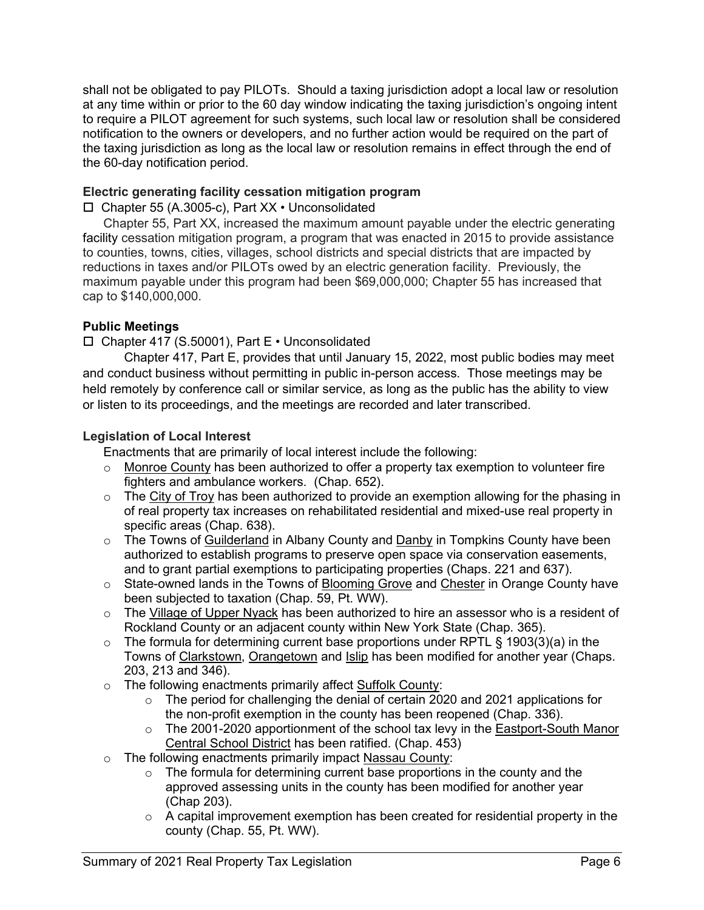shall not be obligated to pay PILOTs. Should a taxing jurisdiction adopt a local law or resolution at any time within or prior to the 60 day window indicating the taxing jurisdiction's ongoing intent to require a PILOT agreement for such systems, such local law or resolution shall be considered notification to the owners or developers, and no further action would be required on the part of the taxing jurisdiction as long as the local law or resolution remains in effect through the end of the 60-day notification period.

**Electric generating facility cessation mitigation program**

☐ Chapter 55 (A.3005-c), Part XX • Unconsolidated

Chapter 55, Part XX, increased the maximum amount payable under the electric generating facility cessation mitigation program, a program that was enacted in 2015 to provide assistance to counties, towns, cities, villages, school districts and special districts that are impacted by reductions in taxes and/or PILOTs owed by an electric generation facility. Previously, the maximum payable under this program had been $69,000,000; Chapter 55 has increased that cap to $140,000,000.

**Public Meetings**

☐ Chapter 417 (S.50001), Part E • Unconsolidated

Chapter 417, Part E, provides that until January 15, 2022, most public bodies may meet and conduct business without permitting in public in-person access. Those meetings may be held remotely by conference call or similar service, as long as the public has the ability to view or listen to its proceedings, and the meetings are recorded and later transcribed.

**Legislation of Local Interest**

Enactments that are primarily of local interest include the following:

- Monroe County has been authorized to offer a property tax exemption to volunteer fire fighters and ambulance workers. (Chap. 652).
- The City of Troy has been authorized to provide an exemption allowing for the phasing in of real property tax increases on rehabilitated residential and mixed-use real property in specific areas (Chap. 638).
- The Towns of Guilderland in Albany County and Danby in Tompkins County have been authorized to establish programs to preserve open space via conservation easements, and to grant partial exemptions to participating properties (Chaps. 221 and 637).
- State-owned lands in the Towns of Blooming Grove and Chester in Orange County have been subjected to taxation (Chap. 59, Pt. WW).
- The Village of Upper Nyack has been authorized to hire an assessor who is a resident of Rockland County or an adjacent county within New York State (Chap. 365).
- The formula for determining current base proportions under RPTL § 1903(3)(a) in the Towns of Clarkstown, Orangetown and Islip has been modified for another year (Chaps. 203, 213 and 346).
- The following enactments primarily affect Suffolk County:
  - The period for challenging the denial of certain 2020 and 2021 applications for the non-profit exemption in the county has been reopened (Chap. 336).
  - The 2001-2020 apportionment of the school tax levy in the Eastport-South Manor Central School District has been ratified. (Chap. 453)
- The following enactments primarily impact Nassau County:
  - The formula for determining current base proportions in the county and the approved assessing units in the county has been modified for another year (Chap 203).
  - A capital improvement exemption has been created for residential property in the county (Chap. 55, Pt. WW).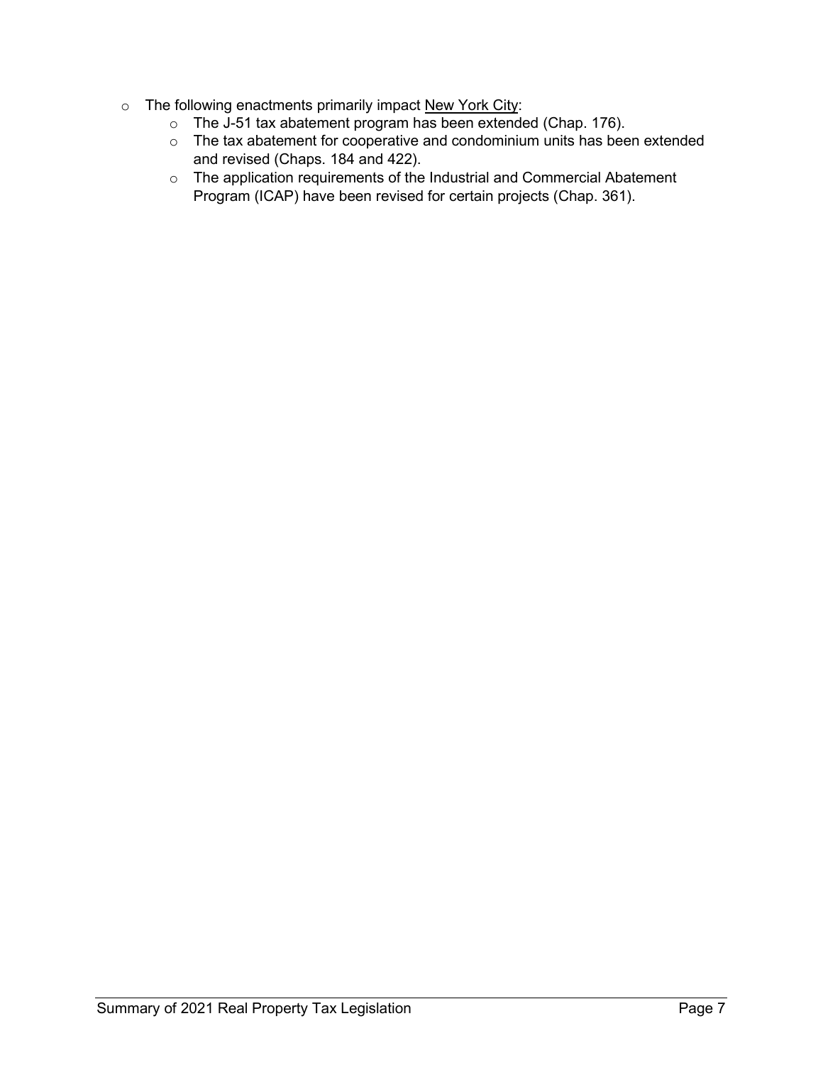- The following enactments primarily impact <u>New York City</u>:
  - The J-51 tax abatement program has been extended (Chap. 176).
  - The tax abatement for cooperative and condominium units has been extended and revised (Chaps. 184 and 422).
  - The application requirements of the Industrial and Commercial Abatement Program (ICAP) have been revised for certain projects (Chap. 361).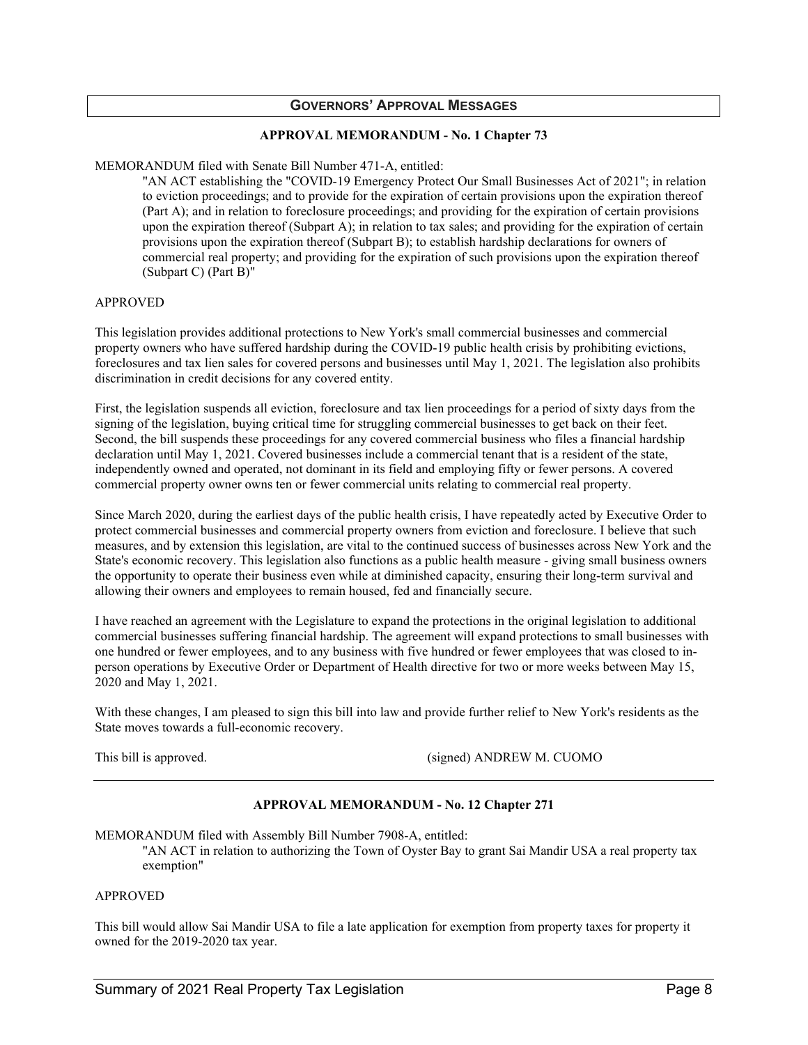## GOVERNORS' APPROVAL MESSAGES

### APPROVAL MEMORANDUM - No. 1 Chapter 73

MEMORANDUM filed with Senate Bill Number 471-A, entitled:

> "AN ACT establishing the "COVID-19 Emergency Protect Our Small Businesses Act of 2021"; in relation to eviction proceedings; and to provide for the expiration of certain provisions upon the expiration thereof (Part A); and in relation to foreclosure proceedings; and providing for the expiration of certain provisions upon the expiration thereof (Subpart A); in relation to tax sales; and providing for the expiration of certain provisions upon the expiration thereof (Subpart B); to establish hardship declarations for owners of commercial real property; and providing for the expiration of such provisions upon the expiration thereof (Subpart C) (Part B)"

APPROVED

This legislation provides additional protections to New York's small commercial businesses and commercial property owners who have suffered hardship during the COVID-19 public health crisis by prohibiting evictions, foreclosures and tax lien sales for covered persons and businesses until May 1, 2021. The legislation also prohibits discrimination in credit decisions for any covered entity.

First, the legislation suspends all eviction, foreclosure and tax lien proceedings for a period of sixty days from the signing of the legislation, buying critical time for struggling commercial businesses to get back on their feet. Second, the bill suspends these proceedings for any covered commercial business who files a financial hardship declaration until May 1, 2021. Covered businesses include a commercial tenant that is a resident of the state, independently owned and operated, not dominant in its field and employing fifty or fewer persons. A covered commercial property owner owns ten or fewer commercial units relating to commercial real property.

Since March 2020, during the earliest days of the public health crisis, I have repeatedly acted by Executive Order to protect commercial businesses and commercial property owners from eviction and foreclosure. I believe that such measures, and by extension this legislation, are vital to the continued success of businesses across New York and the State's economic recovery. This legislation also functions as a public health measure - giving small business owners the opportunity to operate their business even while at diminished capacity, ensuring their long-term survival and allowing their owners and employees to remain housed, fed and financially secure.

I have reached an agreement with the Legislature to expand the protections in the original legislation to additional commercial businesses suffering financial hardship. The agreement will expand protections to small businesses with one hundred or fewer employees, and to any business with five hundred or fewer employees that was closed to in-person operations by Executive Order or Department of Health directive for two or more weeks between May 15, 2020 and May 1, 2021.

With these changes, I am pleased to sign this bill into law and provide further relief to New York's residents as the State moves towards a full-economic recovery.

This bill is approved. (signed) ANDREW M. CUOMO

---

### APPROVAL MEMORANDUM - No. 12 Chapter 271

MEMORANDUM filed with Assembly Bill Number 7908-A, entitled:

> "AN ACT in relation to authorizing the Town of Oyster Bay to grant Sai Mandir USA a real property tax exemption"

APPROVED

This bill would allow Sai Mandir USA to file a late application for exemption from property taxes for property it owned for the 2019-2020 tax year.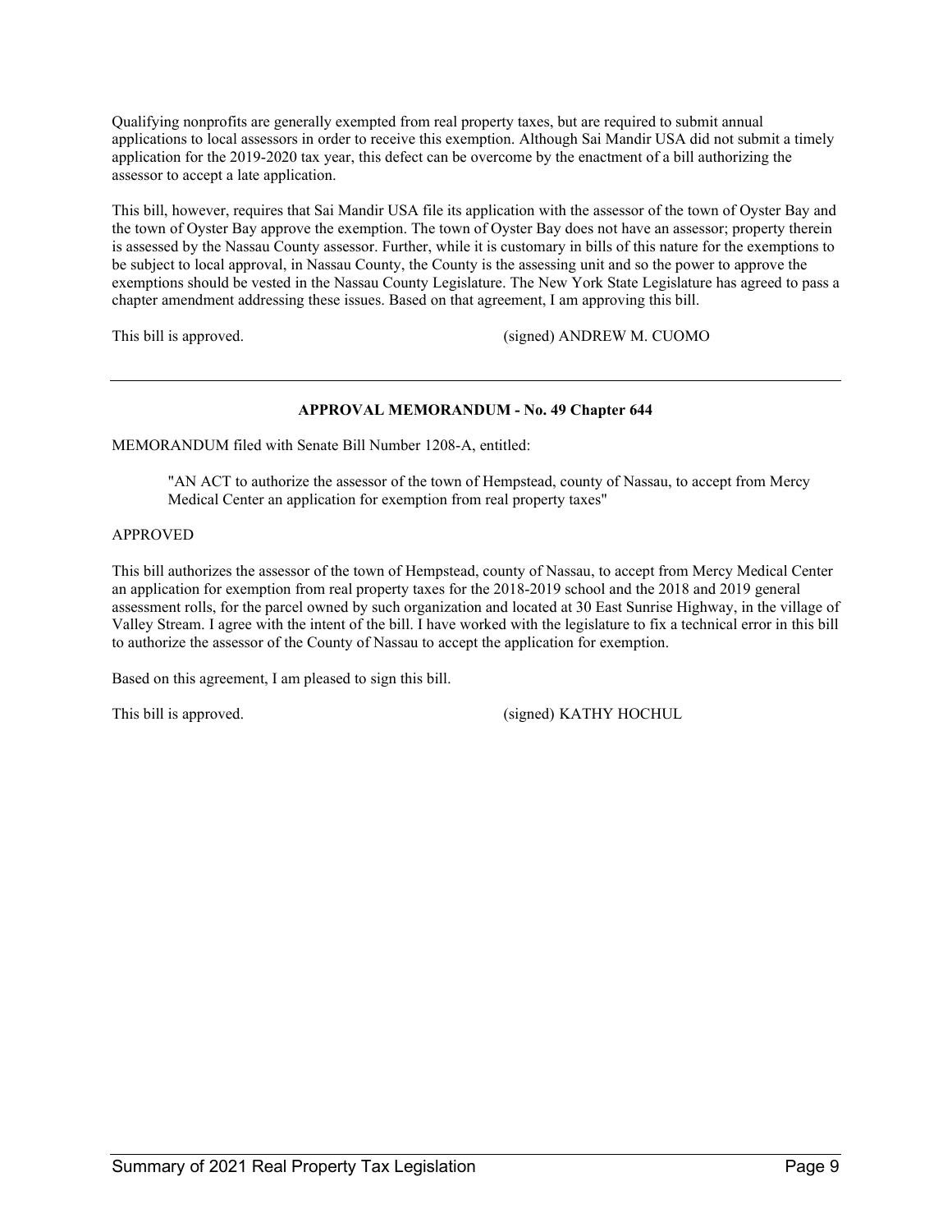Qualifying nonprofits are generally exempted from real property taxes, but are required to submit annual applications to local assessors in order to receive this exemption. Although Sai Mandir USA did not submit a timely application for the 2019-2020 tax year, this defect can be overcome by the enactment of a bill authorizing the assessor to accept a late application.

This bill, however, requires that Sai Mandir USA file its application with the assessor of the town of Oyster Bay and the town of Oyster Bay approve the exemption. The town of Oyster Bay does not have an assessor; property therein is assessed by the Nassau County assessor. Further, while it is customary in bills of this nature for the exemptions to be subject to local approval, in Nassau County, the County is the assessing unit and so the power to approve the exemptions should be vested in the Nassau County Legislature. The New York State Legislature has agreed to pass a chapter amendment addressing these issues. Based on that agreement, I am approving this bill.

This bill is approved. (signed) ANDREW M. CUOMO

---

### APPROVAL MEMORANDUM - No. 49 Chapter 644

MEMORANDUM filed with Senate Bill Number 1208-A, entitled:

> "AN ACT to authorize the assessor of the town of Hempstead, county of Nassau, to accept from Mercy Medical Center an application for exemption from real property taxes"

APPROVED

This bill authorizes the assessor of the town of Hempstead, county of Nassau, to accept from Mercy Medical Center an application for exemption from real property taxes for the 2018-2019 school and the 2018 and 2019 general assessment rolls, for the parcel owned by such organization and located at 30 East Sunrise Highway, in the village of Valley Stream. I agree with the intent of the bill. I have worked with the legislature to fix a technical error in this bill to authorize the assessor of the County of Nassau to accept the application for exemption.

Based on this agreement, I am pleased to sign this bill.

This bill is approved. (signed) KATHY HOCHUL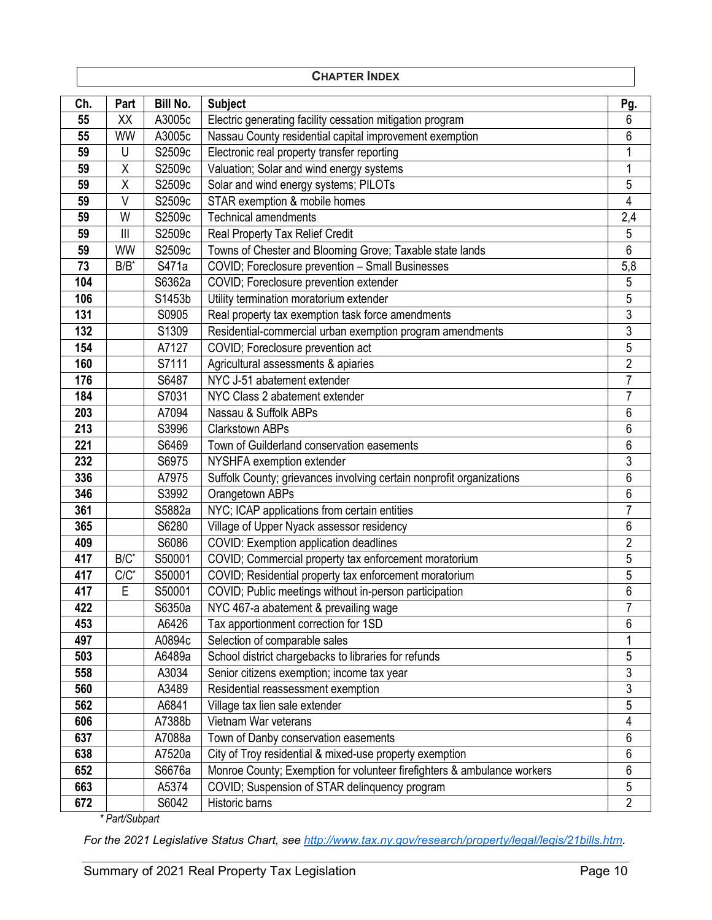## Chapter Index

| Ch. | Part | Bill No. | Subject | Pg. |
|---|---|---|---|---|
| 55 | XX | A3005c | Electric generating facility cessation mitigation program | 6 |
| 55 | WW | A3005c | Nassau County residential capital improvement exemption | 6 |
| 59 | U | S2509c | Electronic real property transfer reporting | 1 |
| 59 | X | S2509c | Valuation; Solar and wind energy systems | 1 |
| 59 | X | S2509c | Solar and wind energy systems; PILOTs | 5 |
| 59 | V | S2509c | STAR exemption & mobile homes | 4 |
| 59 | W | S2509c | Technical amendments | 2,4 |
| 59 | III | S2509c | Real Property Tax Relief Credit | 5 |
| 59 | WW | S2509c | Towns of Chester and Blooming Grove; Taxable state lands | 6 |
| 73 | B/B* | S471a | COVID; Foreclosure prevention – Small Businesses | 5,8 |
| 104 | | S6362a | COVID; Foreclosure prevention extender | 5 |
| 106 | | S1453b | Utility termination moratorium extender | 5 |
| 131 | | S0905 | Real property tax exemption task force amendments | 3 |
| 132 | | S1309 | Residential-commercial urban exemption program amendments | 3 |
| 154 | | A7127 | COVID; Foreclosure prevention act | 5 |
| 160 | | S7111 | Agricultural assessments & apiaries | 2 |
| 176 | | S6487 | NYC J-51 abatement extender | 7 |
| 184 | | S7031 | NYC Class 2 abatement extender | 7 |
| 203 | | A7094 | Nassau & Suffolk ABPs | 6 |
| 213 | | S3996 | Clarkstown ABPs | 6 |
| 221 | | S6469 | Town of Guilderland conservation easements | 6 |
| 232 | | S6975 | NYSHFA exemption extender | 3 |
| 336 | | A7975 | Suffolk County; grievances involving certain nonprofit organizations | 6 |
| 346 | | S3992 | Orangetown ABPs | 6 |
| 361 | | S5882a | NYC; ICAP applications from certain entities | 7 |
| 365 | | S6280 | Village of Upper Nyack assessor residency | 6 |
| 409 | | S6086 | COVID: Exemption application deadlines | 2 |
| 417 | B/C* | S50001 | COVID; Commercial property tax enforcement moratorium | 5 |
| 417 | C/C* | S50001 | COVID; Residential property tax enforcement moratorium | 5 |
| 417 | E | S50001 | COVID; Public meetings without in-person participation | 6 |
| 422 | | S6350a | NYC 467-a abatement & prevailing wage | 7 |
| 453 | | A6426 | Tax apportionment correction for 1SD | 6 |
| 497 | | A0894c | Selection of comparable sales | 1 |
| 503 | | A6489a | School district chargebacks to libraries for refunds | 5 |
| 558 | | A3034 | Senior citizens exemption; income tax year | 3 |
| 560 | | A3489 | Residential reassessment exemption | 3 |
| 562 | | A6841 | Village tax lien sale extender | 5 |
| 606 | | A7388b | Vietnam War veterans | 4 |
| 637 | | A7088a | Town of Danby conservation easements | 6 |
| 638 | | A7520a | City of Troy residential & mixed-use property exemption | 6 |
| 652 | | S6676a | Monroe County; Exemption for volunteer firefighters & ambulance workers | 6 |
| 663 | | A5374 | COVID; Suspension of STAR delinquency program | 5 |
| 672 | | S6042 | Historic barns | 2 |

*\* Part/Subpart*

*For the 2021 Legislative Status Chart, see [http://www.tax.ny.gov/research/property/legal/legis/21bills.htm](http://www.tax.ny.gov/research/property/legal/legis/21bills.htm).*